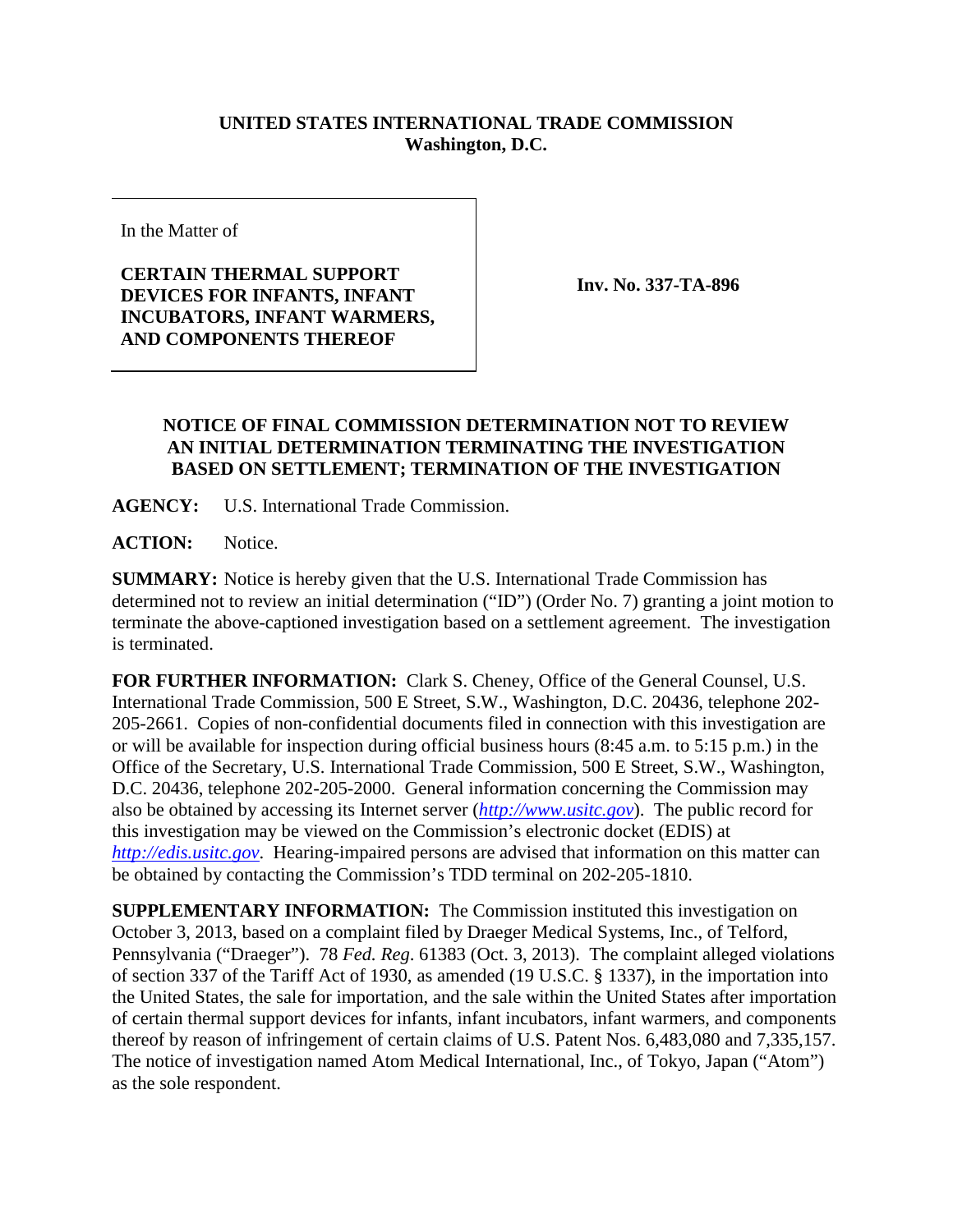**UNITED STATES INTERNATIONAL TRADE COMMISSION**
**Washington, D.C.**

| In the Matter of<br><br>**CERTAIN THERMAL SUPPORT DEVICES FOR INFANTS, INFANT INCUBATORS, INFANT WARMERS, AND COMPONENTS THEREOF** | **Inv. No. 337-TA-896** |
|---|---|

**NOTICE OF FINAL COMMISSION DETERMINATION NOT TO REVIEW AN INITIAL DETERMINATION TERMINATING THE INVESTIGATION BASED ON SETTLEMENT; TERMINATION OF THE INVESTIGATION**

**AGENCY:** U.S. International Trade Commission.

**ACTION:** Notice.

**SUMMARY:** Notice is hereby given that the U.S. International Trade Commission has determined not to review an initial determination ("ID") (Order No. 7) granting a joint motion to terminate the above-captioned investigation based on a settlement agreement. The investigation is terminated.

**FOR FURTHER INFORMATION:** Clark S. Cheney, Office of the General Counsel, U.S. International Trade Commission, 500 E Street, S.W., Washington, D.C. 20436, telephone 202-205-2661. Copies of non-confidential documents filed in connection with this investigation are or will be available for inspection during official business hours (8:45 a.m. to 5:15 p.m.) in the Office of the Secretary, U.S. International Trade Commission, 500 E Street, S.W., Washington, D.C. 20436, telephone 202-205-2000. General information concerning the Commission may also be obtained by accessing its Internet server (*http://www.usitc.gov*). The public record for this investigation may be viewed on the Commission's electronic docket (EDIS) at *http://edis.usitc.gov*. Hearing-impaired persons are advised that information on this matter can be obtained by contacting the Commission's TDD terminal on 202-205-1810.

**SUPPLEMENTARY INFORMATION:** The Commission instituted this investigation on October 3, 2013, based on a complaint filed by Draeger Medical Systems, Inc., of Telford, Pennsylvania ("Draeger"). 78 *Fed. Reg*. 61383 (Oct. 3, 2013). The complaint alleged violations of section 337 of the Tariff Act of 1930, as amended (19 U.S.C. § 1337), in the importation into the United States, the sale for importation, and the sale within the United States after importation of certain thermal support devices for infants, infant incubators, infant warmers, and components thereof by reason of infringement of certain claims of U.S. Patent Nos. 6,483,080 and 7,335,157. The notice of investigation named Atom Medical International, Inc., of Tokyo, Japan ("Atom") as the sole respondent.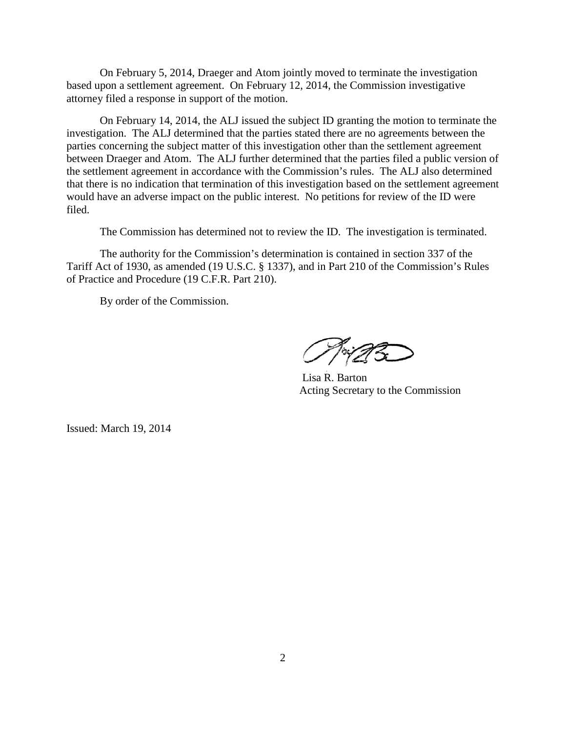On February 5, 2014, Draeger and Atom jointly moved to terminate the investigation based upon a settlement agreement. On February 12, 2014, the Commission investigative attorney filed a response in support of the motion.

On February 14, 2014, the ALJ issued the subject ID granting the motion to terminate the investigation. The ALJ determined that the parties stated there are no agreements between the parties concerning the subject matter of this investigation other than the settlement agreement between Draeger and Atom. The ALJ further determined that the parties filed a public version of the settlement agreement in accordance with the Commission's rules. The ALJ also determined that there is no indication that termination of this investigation based on the settlement agreement would have an adverse impact on the public interest. No petitions for review of the ID were filed.

The Commission has determined not to review the ID. The investigation is terminated.

The authority for the Commission's determination is contained in section 337 of the Tariff Act of 1930, as amended (19 U.S.C. § 1337), and in Part 210 of the Commission's Rules of Practice and Procedure (19 C.F.R. Part 210).

By order of the Commission.

Lisa R. Barton
Acting Secretary to the Commission

Issued: March 19, 2014